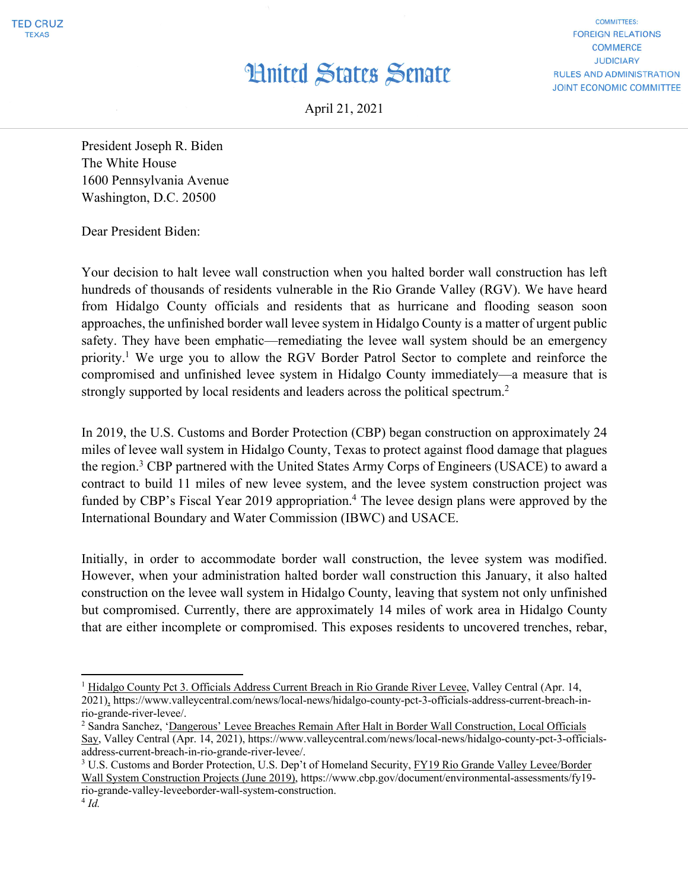TED CRUZ
TEXAS

COMMITTEES:
FOREIGN RELATIONS
COMMERCE
JUDICIARY
RULES AND ADMINISTRATION
JOINT ECONOMIC COMMITTEE

# United States Senate

April 21, 2021

President Joseph R. Biden
The White House
1600 Pennsylvania Avenue
Washington, D.C. 20500

Dear President Biden:

Your decision to halt levee wall construction when you halted border wall construction has left hundreds of thousands of residents vulnerable in the Rio Grande Valley (RGV). We have heard from Hidalgo County officials and residents that as hurricane and flooding season soon approaches, the unfinished border wall levee system in Hidalgo County is a matter of urgent public safety. They have been emphatic—remediating the levee wall system should be an emergency priority.[1] We urge you to allow the RGV Border Patrol Sector to complete and reinforce the compromised and unfinished levee system in Hidalgo County immediately—a measure that is strongly supported by local residents and leaders across the political spectrum.[2]

In 2019, the U.S. Customs and Border Protection (CBP) began construction on approximately 24 miles of levee wall system in Hidalgo County, Texas to protect against flood damage that plagues the region.[3] CBP partnered with the United States Army Corps of Engineers (USACE) to award a contract to build 11 miles of new levee system, and the levee system construction project was funded by CBP's Fiscal Year 2019 appropriation.[4] The levee design plans were approved by the International Boundary and Water Commission (IBWC) and USACE.

Initially, in order to accommodate border wall construction, the levee system was modified. However, when your administration halted border wall construction this January, it also halted construction on the levee wall system in Hidalgo County, leaving that system not only unfinished but compromised. Currently, there are approximately 14 miles of work area in Hidalgo County that are either incomplete or compromised. This exposes residents to uncovered trenches, rebar,

---

[1] Hidalgo County Pct 3. Officials Address Current Breach in Rio Grande River Levee, Valley Central (Apr. 14, 2021), https://www.valleycentral.com/news/local-news/hidalgo-county-pct-3-officials-address-current-breach-in-rio-grande-river-levee/.

[2] Sandra Sanchez, 'Dangerous' Levee Breaches Remain After Halt in Border Wall Construction, Local Officials Say, Valley Central (Apr. 14, 2021), https://www.valleycentral.com/news/local-news/hidalgo-county-pct-3-officials-address-current-breach-in-rio-grande-river-levee/.

[3] U.S. Customs and Border Protection, U.S. Dep't of Homeland Security, FY19 Rio Grande Valley Levee/Border Wall System Construction Projects (June 2019), https://www.cbp.gov/document/environmental-assessments/fy19-rio-grande-valley-leveeborder-wall-system-construction.

[4] *Id.*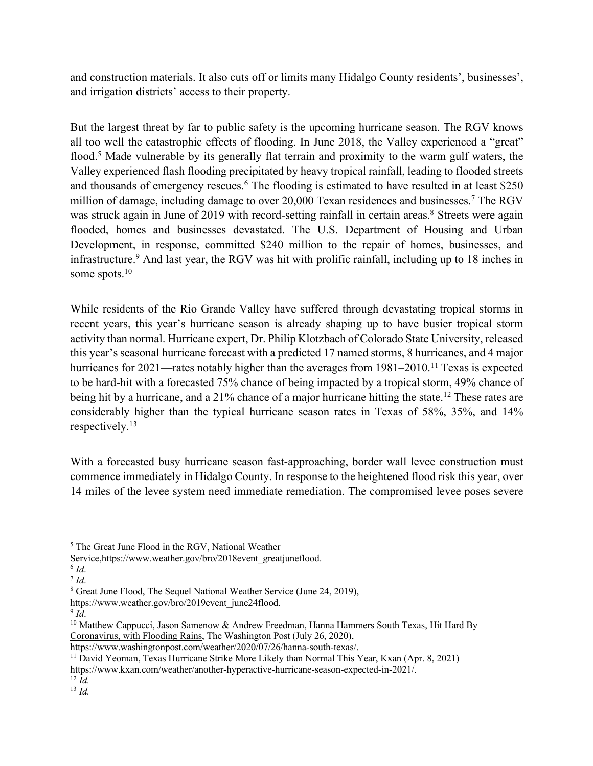and construction materials. It also cuts off or limits many Hidalgo County residents', businesses', and irrigation districts' access to their property.

But the largest threat by far to public safety is the upcoming hurricane season. The RGV knows all too well the catastrophic effects of flooding. In June 2018, the Valley experienced a "great" flood.[5] Made vulnerable by its generally flat terrain and proximity to the warm gulf waters, the Valley experienced flash flooding precipitated by heavy tropical rainfall, leading to flooded streets and thousands of emergency rescues.[6] The flooding is estimated to have resulted in at least $250 million of damage, including damage to over 20,000 Texan residences and businesses.[7] The RGV was struck again in June of 2019 with record-setting rainfall in certain areas.[8] Streets were again flooded, homes and businesses devastated. The U.S. Department of Housing and Urban Development, in response, committed $240 million to the repair of homes, businesses, and infrastructure.[9] And last year, the RGV was hit with prolific rainfall, including up to 18 inches in some spots.[10]

While residents of the Rio Grande Valley have suffered through devastating tropical storms in recent years, this year's hurricane season is already shaping up to have busier tropical storm activity than normal. Hurricane expert, Dr. Philip Klotzbach of Colorado State University, released this year's seasonal hurricane forecast with a predicted 17 named storms, 8 hurricanes, and 4 major hurricanes for 2021—rates notably higher than the averages from 1981–2010.[11] Texas is expected to be hard-hit with a forecasted 75% chance of being impacted by a tropical storm, 49% chance of being hit by a hurricane, and a 21% chance of a major hurricane hitting the state.[12] These rates are considerably higher than the typical hurricane season rates in Texas of 58%, 35%, and 14% respectively.[13]

With a forecasted busy hurricane season fast-approaching, border wall levee construction must commence immediately in Hidalgo County. In response to the heightened flood risk this year, over 14 miles of the levee system need immediate remediation. The compromised levee poses severe

---

[5] The Great June Flood in the RGV, National Weather Service,https://www.weather.gov/bro/2018event_greatjuneflood.

[6] *Id*.

[7] *Id*.

[8] Great June Flood, The Sequel National Weather Service (June 24, 2019), https://www.weather.gov/bro/2019event_june24flood.

[9] *Id*.

[10] Matthew Cappucci, Jason Samenow & Andrew Freedman, Hanna Hammers South Texas, Hit Hard By Coronavirus, with Flooding Rains, The Washington Post (July 26, 2020), https://www.washingtonpost.com/weather/2020/07/26/hanna-south-texas/.

[11] David Yeoman, Texas Hurricane Strike More Likely than Normal This Year, Kxan (Apr. 8, 2021) https://www.kxan.com/weather/another-hyperactive-hurricane-season-expected-in-2021/.

[12] *Id.*

[13] *Id.*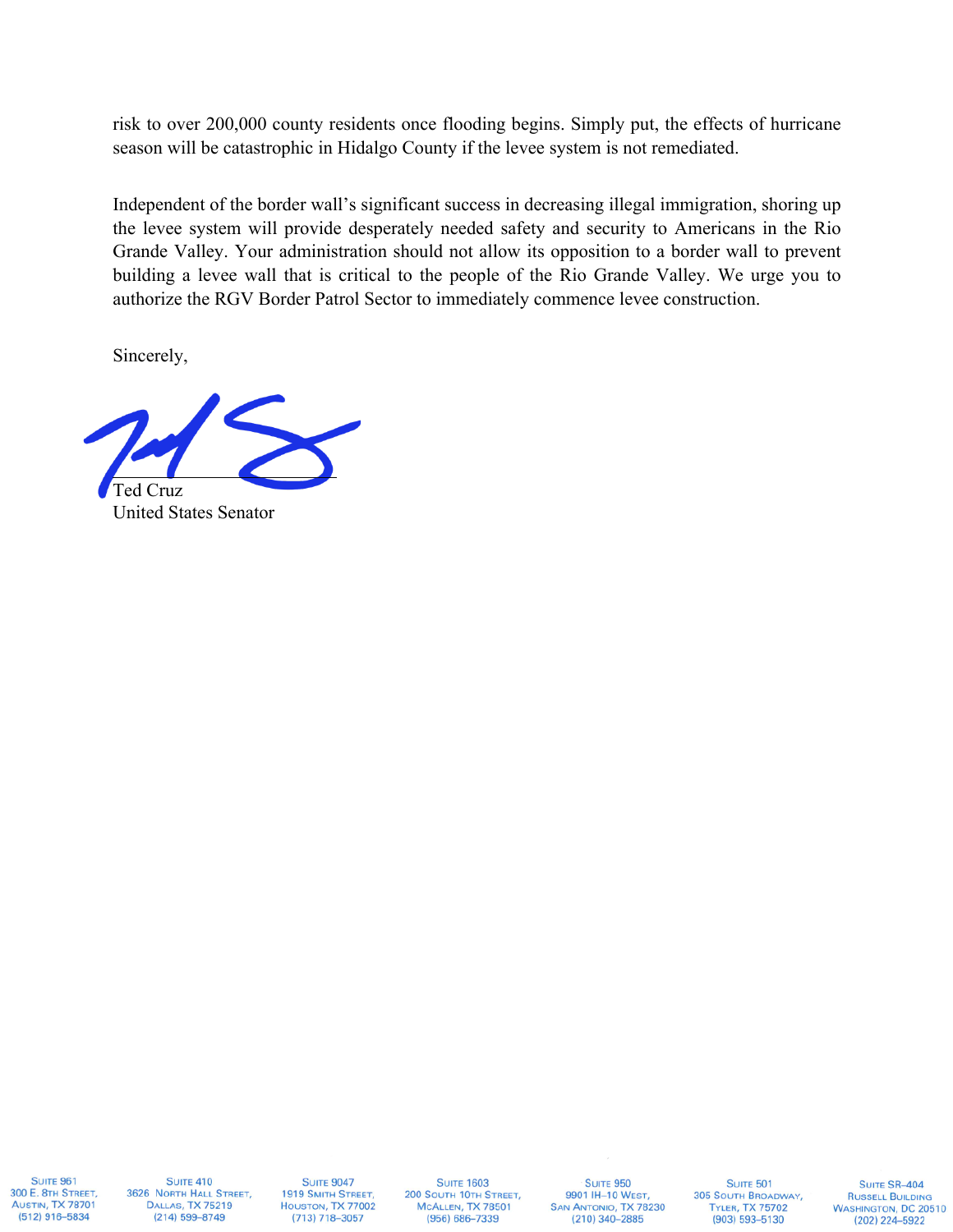risk to over 200,000 county residents once flooding begins. Simply put, the effects of hurricane season will be catastrophic in Hidalgo County if the levee system is not remediated.

Independent of the border wall's significant success in decreasing illegal immigration, shoring up the levee system will provide desperately needed safety and security to Americans in the Rio Grande Valley. Your administration should not allow its opposition to a border wall to prevent building a levee wall that is critical to the people of the Rio Grande Valley. We urge you to authorize the RGV Border Patrol Sector to immediately commence levee construction.

Sincerely,

Ted Cruz
United States Senator